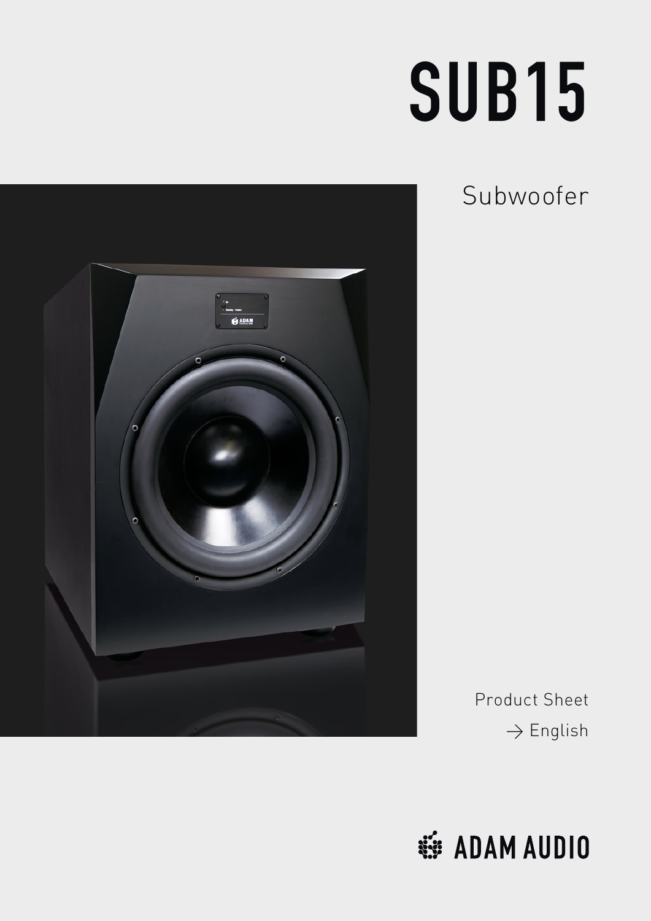# SUB15

Subwoofer

Product Sheet

→ English

ADAM AUDIO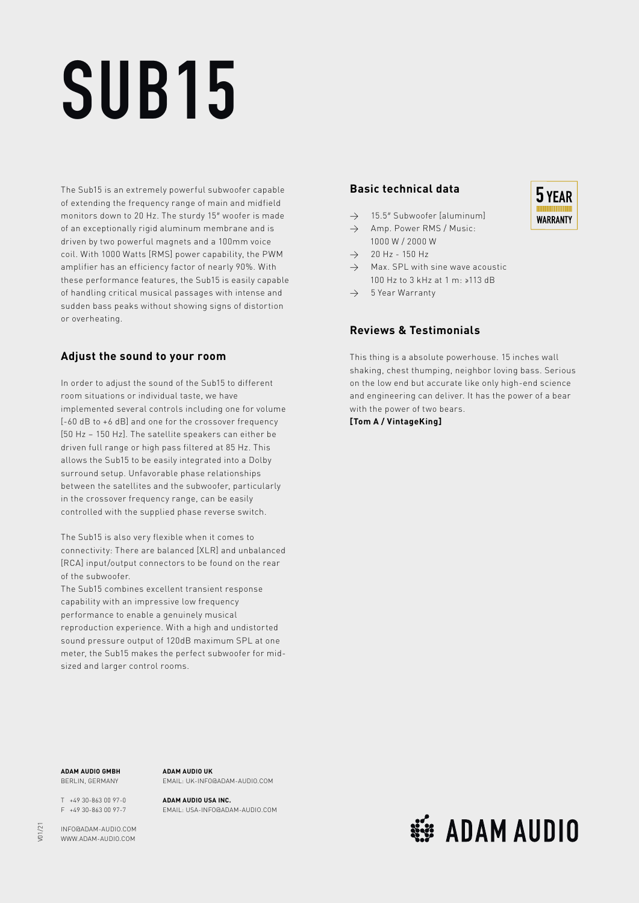# SUB15

The Sub15 is an extremely powerful subwoofer capable of extending the frequency range of main and midfield monitors down to 20 Hz. The sturdy 15" woofer is made of an exceptionally rigid aluminum membrane and is driven by two powerful magnets and a 100mm voice coil. With 1000 Watts [RMS] power capability, the PWM amplifier has an efficiency factor of nearly 90%. With these performance features, the Sub15 is easily capable of handling critical musical passages with intense and sudden bass peaks without showing signs of distortion or overheating.

## Adjust the sound to your room

In order to adjust the sound of the Sub15 to different room situations or individual taste, we have implemented several controls including one for volume [-60 dB to +6 dB] and one for the crossover frequency [50 Hz – 150 Hz]. The satellite speakers can either be driven full range or high pass filtered at 85 Hz. This allows the Sub15 to be easily integrated into a Dolby surround setup. Unfavorable phase relationships between the satellites and the subwoofer, particularly in the crossover frequency range, can be easily controlled with the supplied phase reverse switch.

The Sub15 is also very flexible when it comes to connectivity: There are balanced [XLR] and unbalanced [RCA] input/output connectors to be found on the rear of the subwoofer.

The Sub15 combines excellent transient response capability with an impressive low frequency performance to enable a genuinely musical reproduction experience. With a high and undistorted sound pressure output of 120dB maximum SPL at one meter, the Sub15 makes the perfect subwoofer for mid-sized and larger control rooms.

## Basic technical data

5 YEAR WARRANTY

- → 15.5" Subwoofer [aluminum]
- → Amp. Power RMS / Music: 1000 W / 2000 W
- → 20 Hz - 150 Hz
- → Max. SPL with sine wave acoustic 100 Hz to 3 kHz at 1 m: ≥113 dB
- → 5 Year Warranty

## Reviews & Testimonials

This thing is a absolute powerhouse. 15 inches wall shaking, chest thumping, neighbor loving bass. Serious on the low end but accurate like only high-end science and engineering can deliver. It has the power of a bear with the power of two bears.
**[Tom A / VintageKing]**

**ADAM AUDIO GMBH**
BERLIN, GERMANY

T +49 30-863 00 97-0
F +49 30-863 00 97-7

INFO@ADAM-AUDIO.COM
WWW.ADAM-AUDIO.COM

**ADAM AUDIO UK**
EMAIL: UK-INFO@ADAM-AUDIO.COM

**ADAM AUDIO USA INC.**
EMAIL: USA-INFO@ADAM-AUDIO.COM

V01/21

ADAM AUDIO